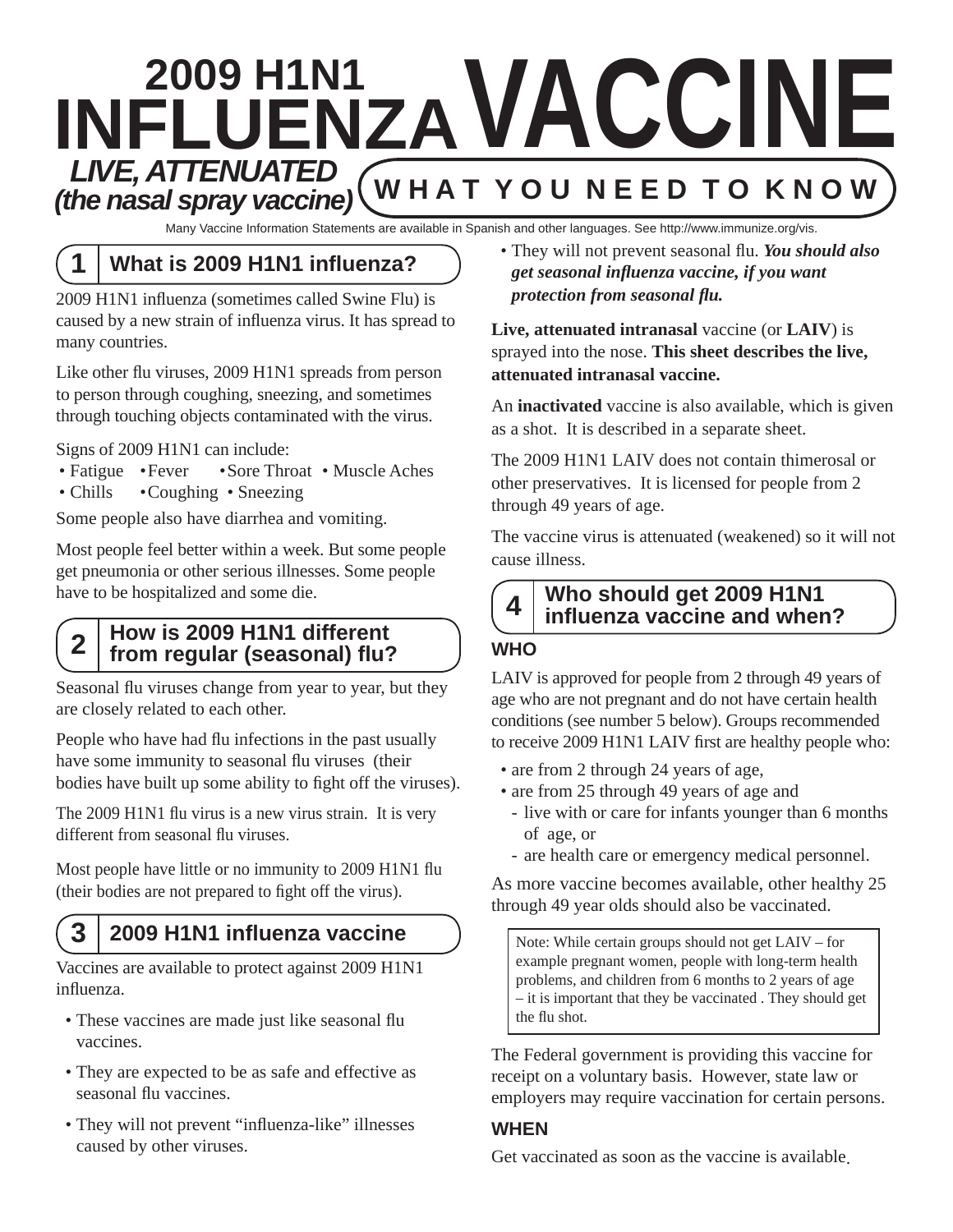# 2009 H1N1 INFLUENZA VACCINE

## LIVE, ATTENUATED (the nasal spray vaccine)

**WHAT YOU NEED TO KNOW**

Many Vaccine Information Statements are available in Spanish and other languages. See http://www.immunize.org/vis.

## 1 What is 2009 H1N1 influenza?

2009 H1N1 influenza (sometimes called Swine Flu) is caused by a new strain of influenza virus. It has spread to many countries.

Like other flu viruses, 2009 H1N1 spreads from person to person through coughing, sneezing, and sometimes through touching objects contaminated with the virus.

Signs of 2009 H1N1 can include:

- Fatigue
- Fever
- Sore Throat
- Muscle Aches
- Chills
- Coughing
- Sneezing

Some people also have diarrhea and vomiting.

Most people feel better within a week. But some people get pneumonia or other serious illnesses. Some people have to be hospitalized and some die.

## 2 How is 2009 H1N1 different from regular (seasonal) flu?

Seasonal flu viruses change from year to year, but they are closely related to each other.

People who have had flu infections in the past usually have some immunity to seasonal flu viruses (their bodies have built up some ability to fight off the viruses).

The 2009 H1N1 flu virus is a new virus strain. It is very different from seasonal flu viruses.

Most people have little or no immunity to 2009 H1N1 flu (their bodies are not prepared to fight off the virus).

## 3 2009 H1N1 influenza vaccine

Vaccines are available to protect against 2009 H1N1 influenza.

- These vaccines are made just like seasonal flu vaccines.
- They are expected to be as safe and effective as seasonal flu vaccines.
- They will not prevent "influenza-like" illnesses caused by other viruses.
- They will not prevent seasonal flu. ***You should also get seasonal influenza vaccine, if you want protection from seasonal flu.***

**Live, attenuated intranasal** vaccine (or **LAIV**) is sprayed into the nose. **This sheet describes the live, attenuated intranasal vaccine.**

An **inactivated** vaccine is also available, which is given as a shot. It is described in a separate sheet.

The 2009 H1N1 LAIV does not contain thimerosal or other preservatives. It is licensed for people from 2 through 49 years of age.

The vaccine virus is attenuated (weakened) so it will not cause illness.

## 4 Who should get 2009 H1N1 influenza vaccine and when?

### WHO

LAIV is approved for people from 2 through 49 years of age who are not pregnant and do not have certain health conditions (see number 5 below). Groups recommended to receive 2009 H1N1 LAIV first are healthy people who:

- are from 2 through 24 years of age,
- are from 25 through 49 years of age and
  - live with or care for infants younger than 6 months of age, or
  - are health care or emergency medical personnel.

As more vaccine becomes available, other healthy 25 through 49 year olds should also be vaccinated.

> Note: While certain groups should not get LAIV – for example pregnant women, people with long-term health problems, and children from 6 months to 2 years of age – it is important that they be vaccinated . They should get the flu shot.

The Federal government is providing this vaccine for receipt on a voluntary basis. However, state law or employers may require vaccination for certain persons.

### WHEN

Get vaccinated as soon as the vaccine is available.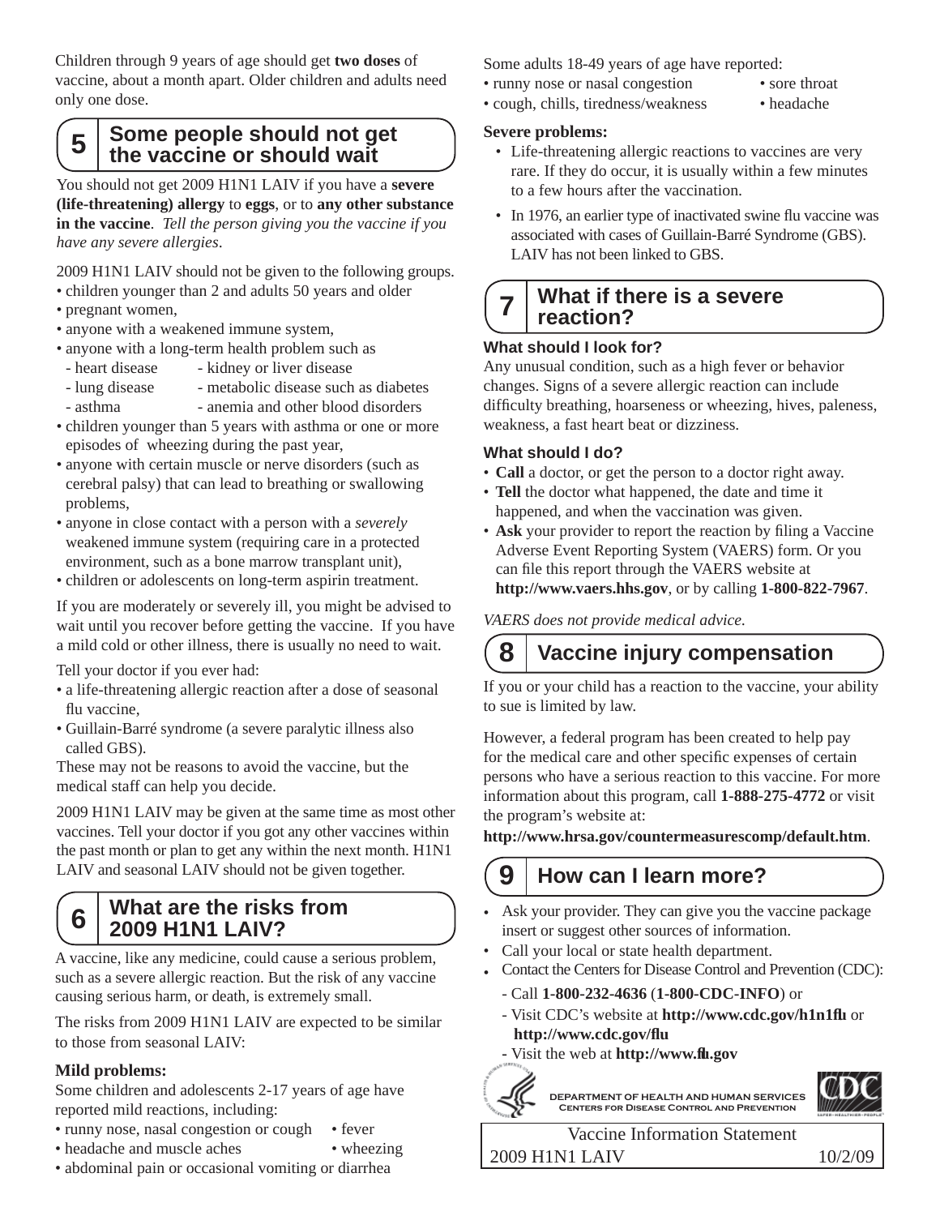Children through 9 years of age should get **two doses** of vaccine, about a month apart. Older children and adults need only one dose.

## 5 Some people should not get the vaccine or should wait

You should not get 2009 H1N1 LAIV if you have a **severe (life-threatening) allergy** to **eggs**, or to **any other substance in the vaccine**. *Tell the person giving you the vaccine if you have any severe allergies*.

2009 H1N1 LAIV should not be given to the following groups.

- children younger than 2 and adults 50 years and older
- pregnant women,
- anyone with a weakened immune system,
- anyone with a long-term health problem such as
  - heart disease
  - lung disease
  - asthma
  - kidney or liver disease
  - metabolic disease such as diabetes
  - anemia and other blood disorders
- children younger than 5 years with asthma or one or more episodes of wheezing during the past year,
- anyone with certain muscle or nerve disorders (such as cerebral palsy) that can lead to breathing or swallowing problems,
- anyone in close contact with a person with a *severely* weakened immune system (requiring care in a protected environment, such as a bone marrow transplant unit),
- children or adolescents on long-term aspirin treatment.

If you are moderately or severely ill, you might be advised to wait until you recover before getting the vaccine. If you have a mild cold or other illness, there is usually no need to wait.

Tell your doctor if you ever had:

- a life-threatening allergic reaction after a dose of seasonal flu vaccine,
- Guillain-Barré syndrome (a severe paralytic illness also called GBS).

These may not be reasons to avoid the vaccine, but the medical staff can help you decide.

2009 H1N1 LAIV may be given at the same time as most other vaccines. Tell your doctor if you got any other vaccines within the past month or plan to get any within the next month. H1N1 LAIV and seasonal LAIV should not be given together.

## 6 What are the risks from 2009 H1N1 LAIV?

A vaccine, like any medicine, could cause a serious problem, such as a severe allergic reaction. But the risk of any vaccine causing serious harm, or death, is extremely small.

The risks from 2009 H1N1 LAIV are expected to be similar to those from seasonal LAIV:

**Mild problems:**

Some children and adolescents 2-17 years of age have reported mild reactions, including:

- runny nose, nasal congestion or cough
- fever
- headache and muscle aches
- wheezing
- abdominal pain or occasional vomiting or diarrhea

Some adults 18-49 years of age have reported:

- runny nose or nasal congestion
- sore throat
- cough, chills, tiredness/weakness
- headache

**Severe problems:**

- Life-threatening allergic reactions to vaccines are very rare. If they do occur, it is usually within a few minutes to a few hours after the vaccination.
- In 1976, an earlier type of inactivated swine flu vaccine was associated with cases of Guillain-Barré Syndrome (GBS). LAIV has not been linked to GBS.

## 7 What if there is a severe reaction?

**What should I look for?**

Any unusual condition, such as a high fever or behavior changes. Signs of a severe allergic reaction can include difficulty breathing, hoarseness or wheezing, hives, paleness, weakness, a fast heart beat or dizziness.

**What should I do?**

- **Call** a doctor, or get the person to a doctor right away.
- **Tell** the doctor what happened, the date and time it happened, and when the vaccination was given.
- **Ask** your provider to report the reaction by filing a Vaccine Adverse Event Reporting System (VAERS) form. Or you can file this report through the VAERS website at **http://www.vaers.hhs.gov**, or by calling **1-800-822-7967**.

*VAERS does not provide medical advice.*

## 8 Vaccine injury compensation

If you or your child has a reaction to the vaccine, your ability to sue is limited by law.

However, a federal program has been created to help pay for the medical care and other specific expenses of certain persons who have a serious reaction to this vaccine. For more information about this program, call **1-888-275-4772** or visit the program's website at:

**http://www.hrsa.gov/countermeasurescomp/default.htm**.

## 9 How can I learn more?

- Ask your provider. They can give you the vaccine package insert or suggest other sources of information.
- Call your local or state health department.
- Contact the Centers for Disease Control and Prevention (CDC):
  - Call **1-800-232-4636** (**1-800-CDC-INFO**) or
  - Visit CDC's website at **http://www.cdc.gov/h1n1flu** or **http://www.cdc.gov/flu**
  - Visit the web at **http://www.flu.gov**

DEPARTMENT OF HEALTH AND HUMAN SERVICES
Centers for Disease Control and Prevention

Vaccine Information Statement
2009 H1N1 LAIV 10/2/09